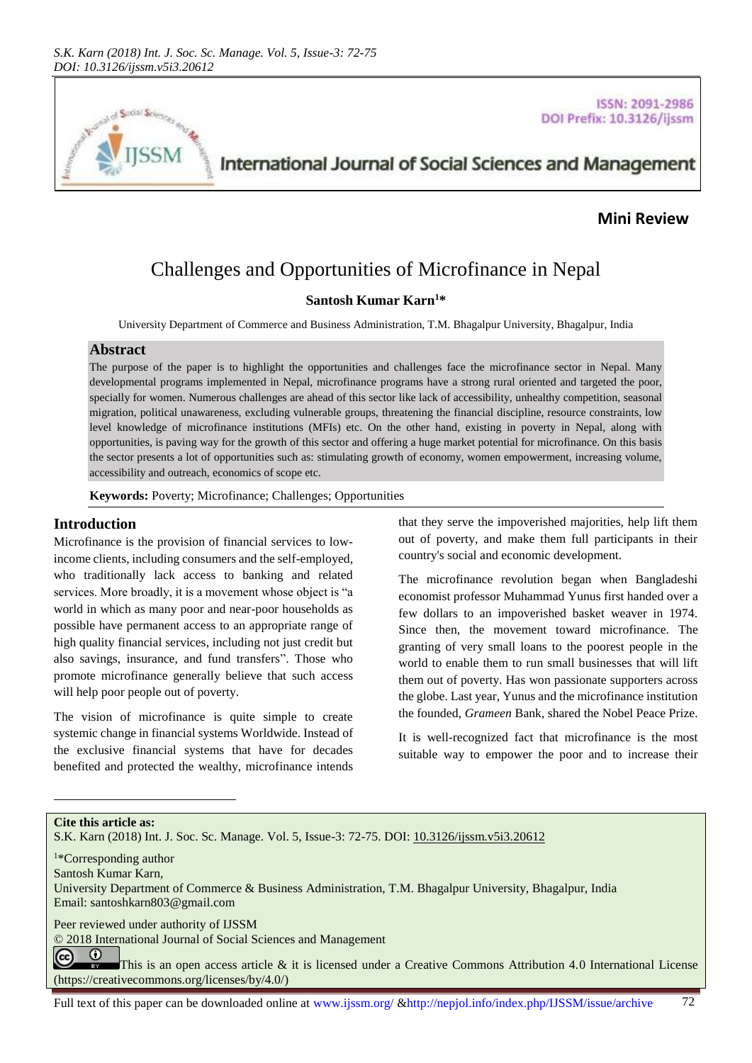Mini Review

# Challenges and Opportunities of Microfinance in Nepal

**Santosh Kumar Karn[1]***

University Department of Commerce and Business Administration, T.M. Bhagalpur University, Bhagalpur, India

## Abstract

The purpose of the paper is to highlight the opportunities and challenges face the microfinance sector in Nepal. Many developmental programs implemented in Nepal, microfinance programs have a strong rural oriented and targeted the poor, specially for women. Numerous challenges are ahead of this sector like lack of accessibility, unhealthy competition, seasonal migration, political unawareness, excluding vulnerable groups, threatening the financial discipline, resource constraints, low level knowledge of microfinance institutions (MFIs) etc. On the other hand, existing in poverty in Nepal, along with opportunities, is paving way for the growth of this sector and offering a huge market potential for microfinance. On this basis the sector presents a lot of opportunities such as: stimulating growth of economy, women empowerment, increasing volume, accessibility and outreach, economics of scope etc.

**Keywords:** Poverty; Microfinance; Challenges; Opportunities

## Introduction

Microfinance is the provision of financial services to low-income clients, including consumers and the self-employed, who traditionally lack access to banking and related services. More broadly, it is a movement whose object is "a world in which as many poor and near-poor households as possible have permanent access to an appropriate range of high quality financial services, including not just credit but also savings, insurance, and fund transfers". Those who promote microfinance generally believe that such access will help poor people out of poverty.

The vision of microfinance is quite simple to create systemic change in financial systems Worldwide. Instead of the exclusive financial systems that have for decades benefited and protected the wealthy, microfinance intends that they serve the impoverished majorities, help lift them out of poverty, and make them full participants in their country's social and economic development.

The microfinance revolution began when Bangladeshi economist professor Muhammad Yunus first handed over a few dollars to an impoverished basket weaver in 1974. Since then, the movement toward microfinance. The granting of very small loans to the poorest people in the world to enable them to run small businesses that will lift them out of poverty. Has won passionate supporters across the globe. Last year, Yunus and the microfinance institution the founded, *Grameen* Bank, shared the Nobel Peace Prize.

It is well-recognized fact that microfinance is the most suitable way to empower the poor and to increase their

---

**Cite this article as:**
S.K. Karn (2018) Int. J. Soc. Sc. Manage. Vol. 5, Issue-3: 72-75. DOI: 10.3126/ijssm.v5i3.20612

[1]*Corresponding author
Santosh Kumar Karn,
University Department of Commerce & Business Administration, T.M. Bhagalpur University, Bhagalpur, India
Email: santoshkarn803@gmail.com

Peer reviewed under authority of IJSSM
© 2018 International Journal of Social Sciences and Management
This is an open access article & it is licensed under a Creative Commons Attribution 4.0 International License (https://creativecommons.org/licenses/by/4.0/)

Full text of this paper can be downloaded online at www.ijssm.org/ &http://nepjol.info/index.php/IJSSM/issue/archive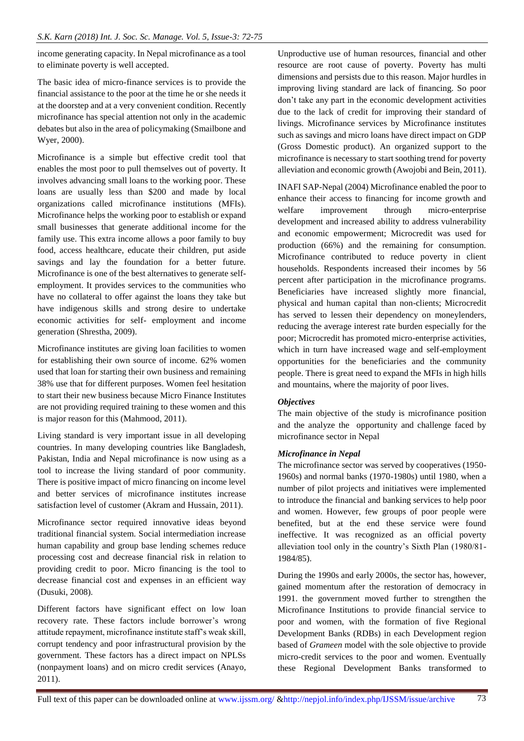income generating capacity. In Nepal microfinance as a tool to eliminate poverty is well accepted.

The basic idea of micro-finance services is to provide the financial assistance to the poor at the time he or she needs it at the doorstep and at a very convenient condition. Recently microfinance has special attention not only in the academic debates but also in the area of policymaking (Smailbone and Wyer, 2000).

Microfinance is a simple but effective credit tool that enables the most poor to pull themselves out of poverty. It involves advancing small loans to the working poor. These loans are usually less than $200 and made by local organizations called microfinance institutions (MFIs). Microfinance helps the working poor to establish or expand small businesses that generate additional income for the family use. This extra income allows a poor family to buy food, access healthcare, educate their children, put aside savings and lay the foundation for a better future. Microfinance is one of the best alternatives to generate self-employment. It provides services to the communities who have no collateral to offer against the loans they take but have indigenous skills and strong desire to undertake economic activities for self- employment and income generation (Shrestha, 2009).

Microfinance institutes are giving loan facilities to women for establishing their own source of income. 62% women used that loan for starting their own business and remaining 38% use that for different purposes. Women feel hesitation to start their new business because Micro Finance Institutes are not providing required training to these women and this is major reason for this (Mahmood, 2011).

Living standard is very important issue in all developing countries. In many developing countries like Bangladesh, Pakistan, India and Nepal microfinance is now using as a tool to increase the living standard of poor community. There is positive impact of micro financing on income level and better services of microfinance institutes increase satisfaction level of customer (Akram and Hussain, 2011).

Microfinance sector required innovative ideas beyond traditional financial system. Social intermediation increase human capability and group base lending schemes reduce processing cost and decrease financial risk in relation to providing credit to poor. Micro financing is the tool to decrease financial cost and expenses in an efficient way (Dusuki, 2008).

Different factors have significant effect on low loan recovery rate. These factors include borrower's wrong attitude repayment, microfinance institute staff's weak skill, corrupt tendency and poor infrastructural provision by the government. These factors has a direct impact on NPLSs (nonpayment loans) and on micro credit services (Anayo, 2011).

Unproductive use of human resources, financial and other resource are root cause of poverty. Poverty has multi dimensions and persists due to this reason. Major hurdles in improving living standard are lack of financing. So poor don't take any part in the economic development activities due to the lack of credit for improving their standard of livings. Microfinance services by Microfinance institutes such as savings and micro loans have direct impact on GDP (Gross Domestic product). An organized support to the microfinance is necessary to start soothing trend for poverty alleviation and economic growth (Awojobi and Bein, 2011).

INAFI SAP-Nepal (2004) Microfinance enabled the poor to enhance their access to financing for income growth and welfare improvement through micro-enterprise development and increased ability to address vulnerability and economic empowerment; Microcredit was used for production (66%) and the remaining for consumption. Microfinance contributed to reduce poverty in client households. Respondents increased their incomes by 56 percent after participation in the microfinance programs. Beneficiaries have increased slightly more financial, physical and human capital than non-clients; Microcredit has served to lessen their dependency on moneylenders, reducing the average interest rate burden especially for the poor; Microcredit has promoted micro-enterprise activities, which in turn have increased wage and self-employment opportunities for the beneficiaries and the community people. There is great need to expand the MFIs in high hills and mountains, where the majority of poor lives.

### *Objectives*

The main objective of the study is microfinance position and the analyze the opportunity and challenge faced by microfinance sector in Nepal

### *Microfinance in Nepal*

The microfinance sector was served by cooperatives (1950-1960s) and normal banks (1970-1980s) until 1980, when a number of pilot projects and initiatives were implemented to introduce the financial and banking services to help poor and women. However, few groups of poor people were benefited, but at the end these service were found ineffective. It was recognized as an official poverty alleviation tool only in the country's Sixth Plan (1980/81-1984/85).

During the 1990s and early 2000s, the sector has, however, gained momentum after the restoration of democracy in 1991. the government moved further to strengthen the Microfinance Institutions to provide financial service to poor and women, with the formation of five Regional Development Banks (RDBs) in each Development region based of *Grameen* model with the sole objective to provide micro-credit services to the poor and women. Eventually these Regional Development Banks transformed to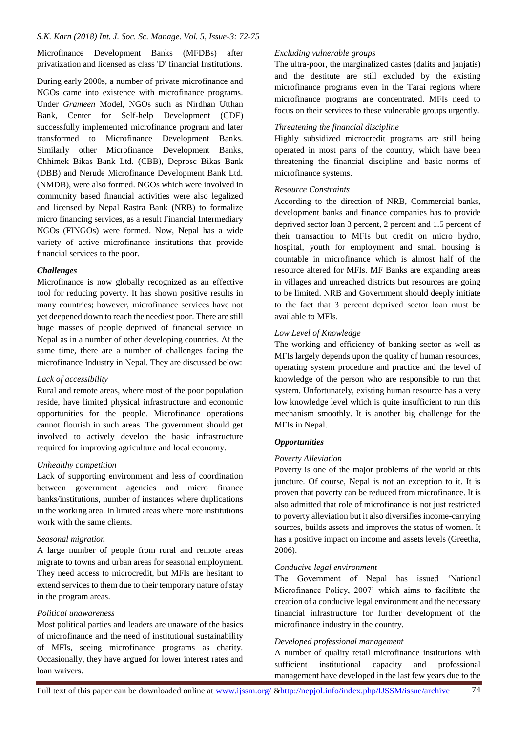Microfinance Development Banks (MFDBs) after privatization and licensed as class 'D' financial Institutions.

During early 2000s, a number of private microfinance and NGOs came into existence with microfinance programs. Under *Grameen* Model, NGOs such as Nirdhan Utthan Bank, Center for Self-help Development (CDF) successfully implemented microfinance program and later transformed to Microfinance Development Banks. Similarly other Microfinance Development Banks, Chhimek Bikas Bank Ltd. (CBB), Deprosc Bikas Bank (DBB) and Nerude Microfinance Development Bank Ltd. (NMDB), were also formed. NGOs which were involved in community based financial activities were also legalized and licensed by Nepal Rastra Bank (NRB) to formalize micro financing services, as a result Financial Intermediary NGOs (FINGOs) were formed. Now, Nepal has a wide variety of active microfinance institutions that provide financial services to the poor.

***Challenges***

Microfinance is now globally recognized as an effective tool for reducing poverty. It has shown positive results in many countries; however, microfinance services have not yet deepened down to reach the neediest poor. There are still huge masses of people deprived of financial service in Nepal as in a number of other developing countries. At the same time, there are a number of challenges facing the microfinance Industry in Nepal. They are discussed below:

*Lack of accessibility*

Rural and remote areas, where most of the poor population reside, have limited physical infrastructure and economic opportunities for the people. Microfinance operations cannot flourish in such areas. The government should get involved to actively develop the basic infrastructure required for improving agriculture and local economy.

*Unhealthy competition*

Lack of supporting environment and less of coordination between government agencies and micro finance banks/institutions, number of instances where duplications in the working area. In limited areas where more institutions work with the same clients.

*Seasonal migration*

A large number of people from rural and remote areas migrate to towns and urban areas for seasonal employment. They need access to microcredit, but MFIs are hesitant to extend services to them due to their temporary nature of stay in the program areas.

*Political unawareness*

Most political parties and leaders are unaware of the basics of microfinance and the need of institutional sustainability of MFIs, seeing microfinance programs as charity. Occasionally, they have argued for lower interest rates and loan waivers.

*Excluding vulnerable groups*

The ultra-poor, the marginalized castes (dalits and janjatis) and the destitute are still excluded by the existing microfinance programs even in the Tarai regions where microfinance programs are concentrated. MFIs need to focus on their services to these vulnerable groups urgently.

*Threatening the financial discipline*

Highly subsidized microcredit programs are still being operated in most parts of the country, which have been threatening the financial discipline and basic norms of microfinance systems.

*Resource Constraints*

According to the direction of NRB, Commercial banks, development banks and finance companies has to provide deprived sector loan 3 percent, 2 percent and 1.5 percent of their transaction to MFIs but credit on micro hydro, hospital, youth for employment and small housing is countable in microfinance which is almost half of the resource altered for MFIs. MF Banks are expanding areas in villages and unreached districts but resources are going to be limited. NRB and Government should deeply initiate to the fact that 3 percent deprived sector loan must be available to MFIs.

*Low Level of Knowledge*

The working and efficiency of banking sector as well as MFIs largely depends upon the quality of human resources, operating system procedure and practice and the level of knowledge of the person who are responsible to run that system. Unfortunately, existing human resource has a very low knowledge level which is quite insufficient to run this mechanism smoothly. It is another big challenge for the MFIs in Nepal.

***Opportunities***

*Poverty Alleviation*

Poverty is one of the major problems of the world at this juncture. Of course, Nepal is not an exception to it. It is proven that poverty can be reduced from microfinance. It is also admitted that role of microfinance is not just restricted to poverty alleviation but it also diversifies income-carrying sources, builds assets and improves the status of women. It has a positive impact on income and assets levels (Greetha, 2006).

*Conducive legal environment*

The Government of Nepal has issued 'National Microfinance Policy, 2007' which aims to facilitate the creation of a conducive legal environment and the necessary financial infrastructure for further development of the microfinance industry in the country.

*Developed professional management*

A number of quality retail microfinance institutions with sufficient institutional capacity and professional management have developed in the last few years due to the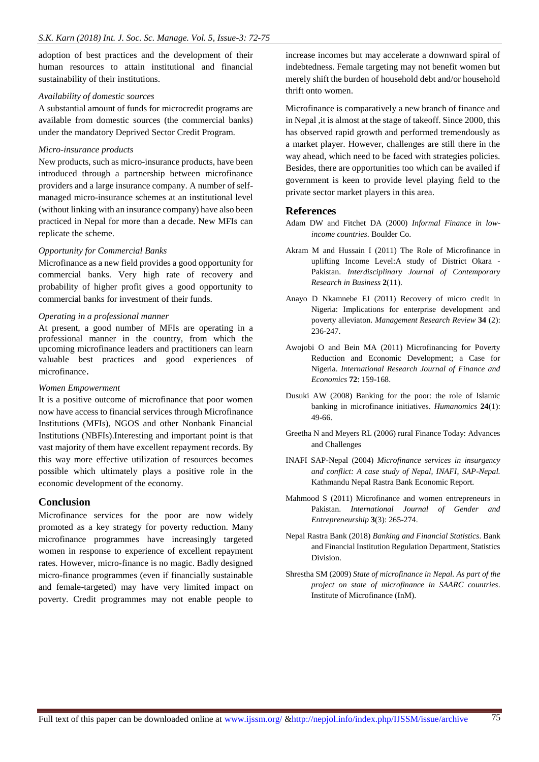adoption of best practices and the development of their human resources to attain institutional and financial sustainability of their institutions.

*Availability of domestic sources*

A substantial amount of funds for microcredit programs are available from domestic sources (the commercial banks) under the mandatory Deprived Sector Credit Program.

*Micro-insurance products*

New products, such as micro-insurance products, have been introduced through a partnership between microfinance providers and a large insurance company. A number of self-managed micro-insurance schemes at an institutional level (without linking with an insurance company) have also been practiced in Nepal for more than a decade. New MFIs can replicate the scheme.

*Opportunity for Commercial Banks*

Microfinance as a new field provides a good opportunity for commercial banks. Very high rate of recovery and probability of higher profit gives a good opportunity to commercial banks for investment of their funds.

*Operating in a professional manner*

At present, a good number of MFIs are operating in a professional manner in the country, from which the upcoming microfinance leaders and practitioners can learn valuable best practices and good experiences of microfinance.

*Women Empowerment*

It is a positive outcome of microfinance that poor women now have access to financial services through Microfinance Institutions (MFIs), NGOS and other Nonbank Financial Institutions (NBFIs).Interesting and important point is that vast majority of them have excellent repayment records. By this way more effective utilization of resources becomes possible which ultimately plays a positive role in the economic development of the economy.

## Conclusion

Microfinance services for the poor are now widely promoted as a key strategy for poverty reduction. Many microfinance programmes have increasingly targeted women in response to experience of excellent repayment rates. However, micro-finance is no magic. Badly designed micro-finance programmes (even if financially sustainable and female-targeted) may have very limited impact on poverty. Credit programmes may not enable people to increase incomes but may accelerate a downward spiral of indebtedness. Female targeting may not benefit women but merely shift the burden of household debt and/or household thrift onto women.

Microfinance is comparatively a new branch of finance and in Nepal ,it is almost at the stage of takeoff. Since 2000, this has observed rapid growth and performed tremendously as a market player. However, challenges are still there in the way ahead, which need to be faced with strategies policies. Besides, there are opportunities too which can be availed if government is keen to provide level playing field to the private sector market players in this area.

## References

Adam DW and Fitchet DA (2000) *Informal Finance in low-income countries*. Boulder Co.

Akram M and Hussain I (2011) The Role of Microfinance in uplifting Income Level:A study of District Okara - Pakistan. *Interdisciplinary Journal of Contemporary Research in Business* **2**(11).

Anayo D Nkamnebe EI (2011) Recovery of micro credit in Nigeria: Implications for enterprise development and poverty alleviaton. *Management Research Review* **34** (2): 236-247.

Awojobi O and Bein MA (2011) Microfinancing for Poverty Reduction and Economic Development; a Case for Nigeria. *International Research Journal of Finance and Economics* **72**: 159-168.

Dusuki AW (2008) Banking for the poor: the role of Islamic banking in microfinance initiatives. *Humanomics* **24**(1): 49-66.

Greetha N and Meyers RL (2006) rural Finance Today: Advances and Challenges

INAFI SAP-Nepal (2004) *Microfinance services in insurgency and conflict: A case study of Nepal, INAFI, SAP-Nepal.* Kathmandu Nepal Rastra Bank Economic Report.

Mahmood S (2011) Microfinance and women entrepreneurs in Pakistan. *International Journal of Gender and Entrepreneurship* **3**(3): 265-274.

Nepal Rastra Bank (2018) *Banking and Financial Statistics*. Bank and Financial Institution Regulation Department, Statistics Division.

Shrestha SM (2009) *State of microfinance in Nepal. As part of the project on state of microfinance in SAARC countries*. Institute of Microfinance (InM).